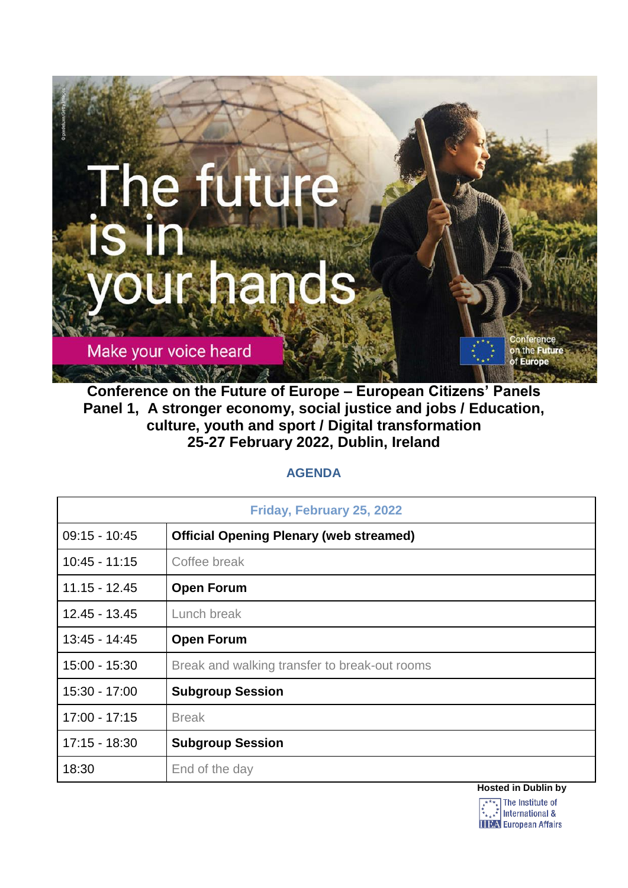The future is in your hands

Make your voice heard

Conference on the Future of Europe

# Conference on the Future of Europe – European Citizens' Panels
# Panel 1, A stronger economy, social justice and jobs / Education, culture, youth and sport / Digital transformation
# 25-27 February 2022, Dublin, Ireland

## AGENDA

| Friday, February 25, 2022 | |
|---|---|
| 09:15 - 10:45 | **Official Opening Plenary (web streamed)** |
| 10:45 - 11:15 | Coffee break |
| 11.15 - 12.45 | **Open Forum** |
| 12.45 - 13.45 | Lunch break |
| 13:45 - 14:45 | **Open Forum** |
| 15:00 - 15:30 | Break and walking transfer to break-out rooms |
| 15:30 - 17:00 | **Subgroup Session** |
| 17:00 - 17:15 | Break |
| 17:15 - 18:30 | **Subgroup Session** |
| 18:30 | End of the day |

**Hosted in Dublin by**

The Institute of International & European Affairs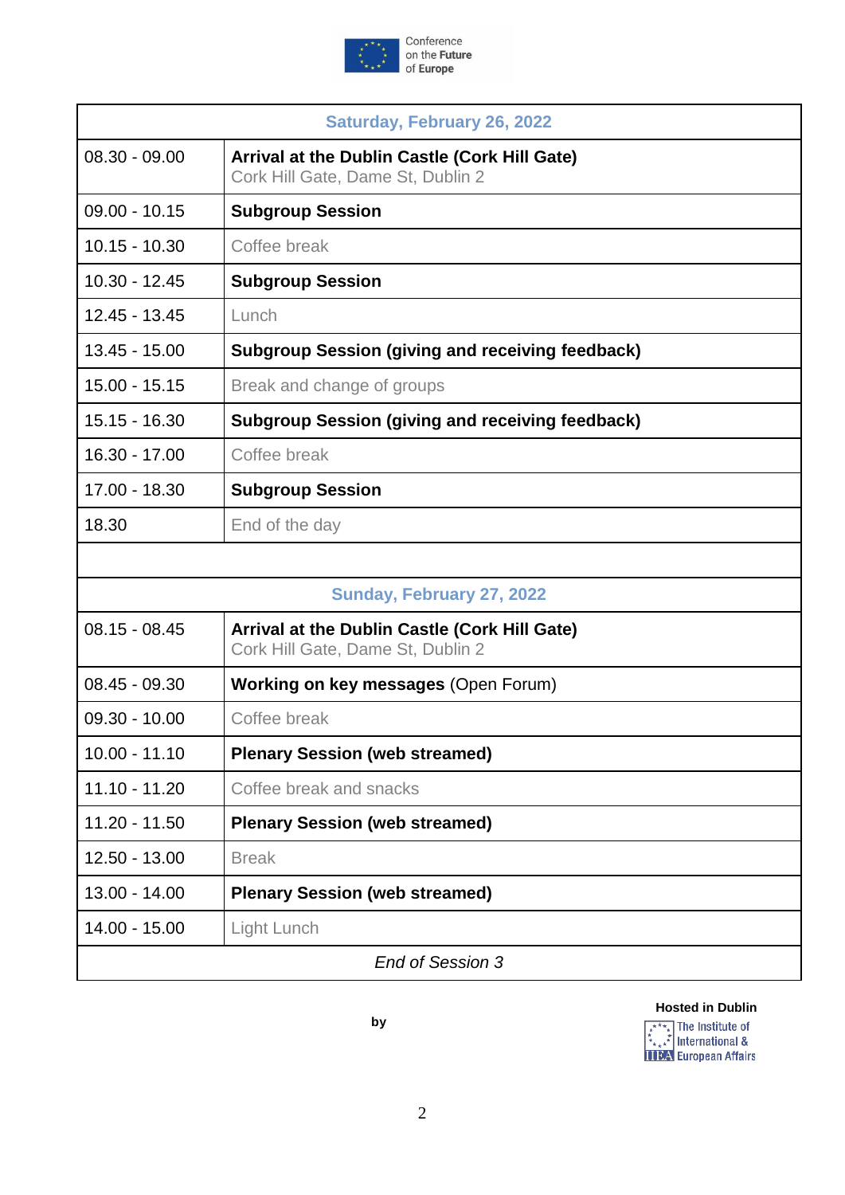Conference on the Future of Europe

| | |
|---|---|
| **Saturday, February 26, 2022** | |
| 08.30 - 09.00 | **Arrival at the Dublin Castle (Cork Hill Gate)**<br>Cork Hill Gate, Dame St, Dublin 2 |
| 09.00 - 10.15 | **Subgroup Session** |
| 10.15 - 10.30 | Coffee break |
| 10.30 - 12.45 | **Subgroup Session** |
| 12.45 - 13.45 | Lunch |
| 13.45 - 15.00 | **Subgroup Session (giving and receiving feedback)** |
| 15.00 - 15.15 | Break and change of groups |
| 15.15 - 16.30 | **Subgroup Session (giving and receiving feedback)** |
| 16.30 - 17.00 | Coffee break |
| 17.00 - 18.30 | **Subgroup Session** |
| 18.30 | End of the day |
| | |
| **Sunday, February 27, 2022** | |
| 08.15 - 08.45 | **Arrival at the Dublin Castle (Cork Hill Gate)**<br>Cork Hill Gate, Dame St, Dublin 2 |
| 08.45 - 09.30 | **Working on key messages** (Open Forum) |
| 09.30 - 10.00 | Coffee break |
| 10.00 - 11.10 | **Plenary Session (web streamed)** |
| 11.10 - 11.20 | Coffee break and snacks |
| 11.20 - 11.50 | **Plenary Session (web streamed)** |
| 12.50 - 13.00 | Break |
| 13.00 - 14.00 | **Plenary Session (web streamed)** |
| 14.00 - 15.00 | Light Lunch |
| *End of Session 3* | |

by

**Hosted in Dublin**

IIEA The Institute of International & European Affairs